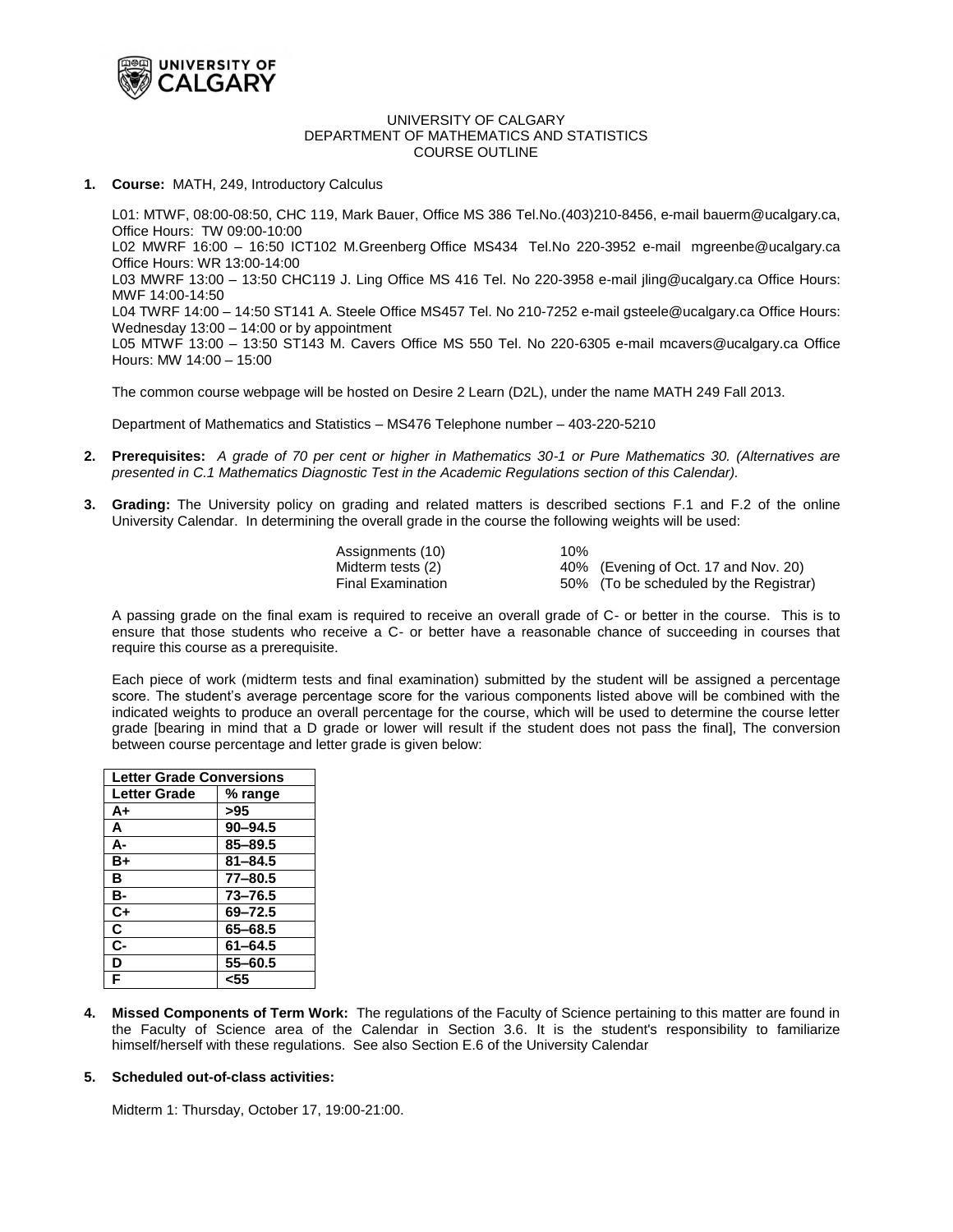UNIVERSITY OF CALGARY
DEPARTMENT OF MATHEMATICS AND STATISTICS
COURSE OUTLINE

1. **Course:** MATH, 249, Introductory Calculus

   L01: MTWF, 08:00-08:50, CHC 119, Mark Bauer, Office MS 386 Tel.No.(403)210-8456, e-mail bauerm@ucalgary.ca, Office Hours: TW 09:00-10:00
   L02 MWRF 16:00 – 16:50 ICT102 M.Greenberg Office MS434 Tel.No 220-3952 e-mail mgreenbe@ucalgary.ca Office Hours: WR 13:00-14:00
   L03 MWRF 13:00 – 13:50 CHC119 J. Ling Office MS 416 Tel. No 220-3958 e-mail jling@ucalgary.ca Office Hours: MWF 14:00-14:50
   L04 TWRF 14:00 – 14:50 ST141 A. Steele Office MS457 Tel. No 210-7252 e-mail gsteele@ucalgary.ca Office Hours: Wednesday 13:00 – 14:00 or by appointment
   L05 MTWF 13:00 – 13:50 ST143 M. Cavers Office MS 550 Tel. No 220-6305 e-mail mcavers@ucalgary.ca Office Hours: MW 14:00 – 15:00

   The common course webpage will be hosted on Desire 2 Learn (D2L), under the name MATH 249 Fall 2013.

   Department of Mathematics and Statistics – MS476 Telephone number – 403-220-5210

2. **Prerequisites:** *A grade of 70 per cent or higher in Mathematics 30-1 or Pure Mathematics 30. (Alternatives are presented in C.1 Mathematics Diagnostic Test in the Academic Regulations section of this Calendar).*

3. **Grading:** The University policy on grading and related matters is described sections F.1 and F.2 of the online University Calendar. In determining the overall grade in the course the following weights will be used:

   | | |
   |---|---|
   | Assignments (10) | 10% |
   | Midterm tests (2) | 40% (Evening of Oct. 17 and Nov. 20) |
   | Final Examination | 50% (To be scheduled by the Registrar) |

   A passing grade on the final exam is required to receive an overall grade of C- or better in the course. This is to ensure that those students who receive a C- or better have a reasonable chance of succeeding in courses that require this course as a prerequisite.

   Each piece of work (midterm tests and final examination) submitted by the student will be assigned a percentage score. The student's average percentage score for the various components listed above will be combined with the indicated weights to produce an overall percentage for the course, which will be used to determine the course letter grade [bearing in mind that a D grade or lower will result if the student does not pass the final], The conversion between course percentage and letter grade is given below:

   | **Letter Grade Conversions** | |
   |---|---|
   | **Letter Grade** | **% range** |
   | **A+** | **>95** |
   | **A** | **90–94.5** |
   | **A-** | **85–89.5** |
   | **B+** | **81–84.5** |
   | **B** | **77–80.5** |
   | **B-** | **73–76.5** |
   | **C+** | **69–72.5** |
   | **C** | **65–68.5** |
   | **C-** | **61–64.5** |
   | **D** | **55–60.5** |
   | **F** | **<55** |

4. **Missed Components of Term Work:** The regulations of the Faculty of Science pertaining to this matter are found in the Faculty of Science area of the Calendar in Section 3.6. It is the student's responsibility to familiarize himself/herself with these regulations. See also Section E.6 of the University Calendar

5. **Scheduled out-of-class activities:**

   Midterm 1: Thursday, October 17, 19:00-21:00.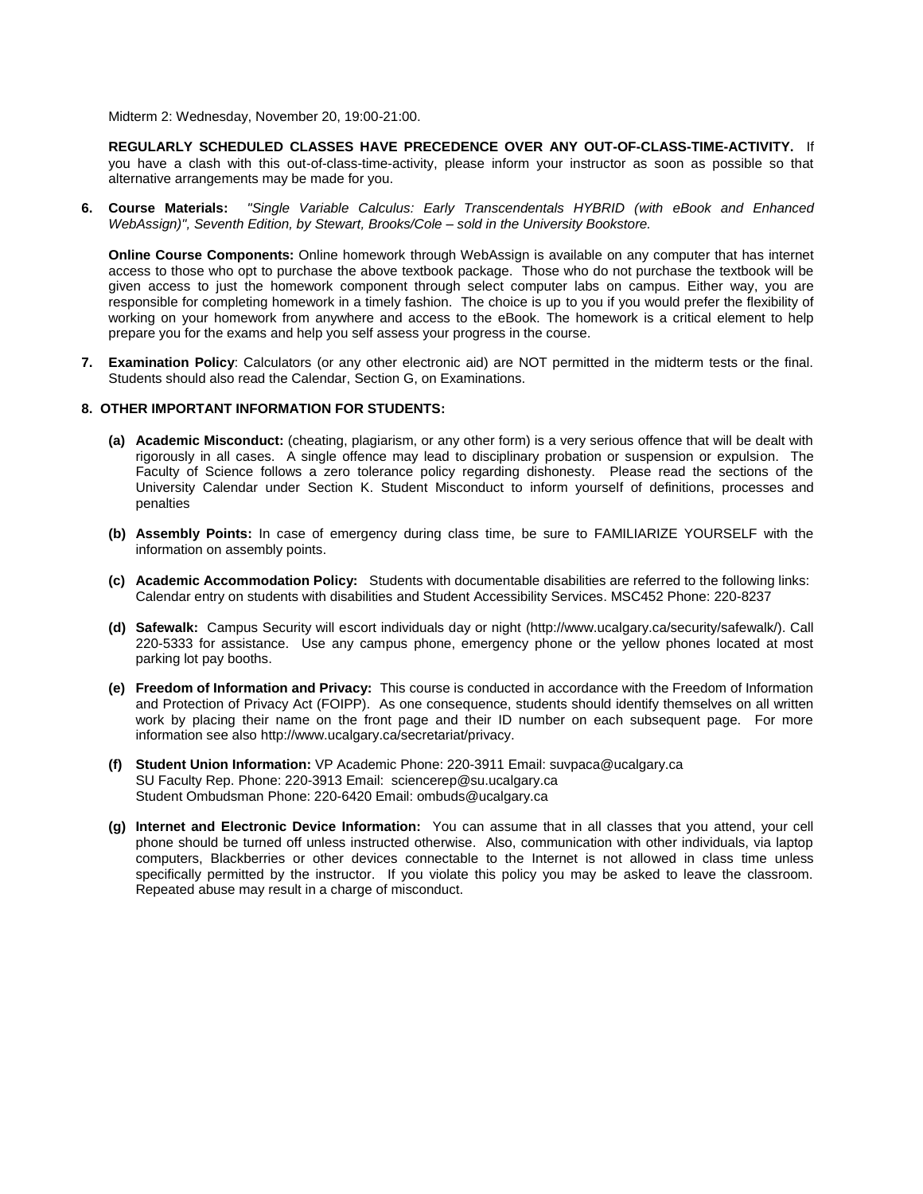Midterm 2: Wednesday, November 20, 19:00-21:00.

**REGULARLY SCHEDULED CLASSES HAVE PRECEDENCE OVER ANY OUT-OF-CLASS-TIME-ACTIVITY.** If you have a clash with this out-of-class-time-activity, please inform your instructor as soon as possible so that alternative arrangements may be made for you.

6. **Course Materials:** *"Single Variable Calculus: Early Transcendentals HYBRID (with eBook and Enhanced WebAssign)", Seventh Edition, by Stewart, Brooks/Cole – sold in the University Bookstore.*

   **Online Course Components:** Online homework through WebAssign is available on any computer that has internet access to those who opt to purchase the above textbook package. Those who do not purchase the textbook will be given access to just the homework component through select computer labs on campus. Either way, you are responsible for completing homework in a timely fashion. The choice is up to you if you would prefer the flexibility of working on your homework from anywhere and access to the eBook. The homework is a critical element to help prepare you for the exams and help you self assess your progress in the course.

7. **Examination Policy**: Calculators (or any other electronic aid) are NOT permitted in the midterm tests or the final. Students should also read the Calendar, Section G, on Examinations.

8. **OTHER IMPORTANT INFORMATION FOR STUDENTS:**

   **(a) Academic Misconduct:** (cheating, plagiarism, or any other form) is a very serious offence that will be dealt with rigorously in all cases. A single offence may lead to disciplinary probation or suspension or expulsion. The Faculty of Science follows a zero tolerance policy regarding dishonesty. Please read the sections of the University Calendar under Section K. Student Misconduct to inform yourself of definitions, processes and penalties

   **(b) Assembly Points:** In case of emergency during class time, be sure to FAMILIARIZE YOURSELF with the information on assembly points.

   **(c) Academic Accommodation Policy:** Students with documentable disabilities are referred to the following links: Calendar entry on students with disabilities and Student Accessibility Services. MSC452 Phone: 220-8237

   **(d) Safewalk:** Campus Security will escort individuals day or night (http://www.ucalgary.ca/security/safewalk/). Call 220-5333 for assistance. Use any campus phone, emergency phone or the yellow phones located at most parking lot pay booths.

   **(e) Freedom of Information and Privacy:** This course is conducted in accordance with the Freedom of Information and Protection of Privacy Act (FOIPP). As one consequence, students should identify themselves on all written work by placing their name on the front page and their ID number on each subsequent page. For more information see also http://www.ucalgary.ca/secretariat/privacy.

   **(f) Student Union Information:** VP Academic Phone: 220-3911 Email: suvpaca@ucalgary.ca
   SU Faculty Rep. Phone: 220-3913 Email: sciencerep@su.ucalgary.ca
   Student Ombudsman Phone: 220-6420 Email: ombuds@ucalgary.ca

   **(g) Internet and Electronic Device Information:** You can assume that in all classes that you attend, your cell phone should be turned off unless instructed otherwise. Also, communication with other individuals, via laptop computers, Blackberries or other devices connectable to the Internet is not allowed in class time unless specifically permitted by the instructor. If you violate this policy you may be asked to leave the classroom. Repeated abuse may result in a charge of misconduct.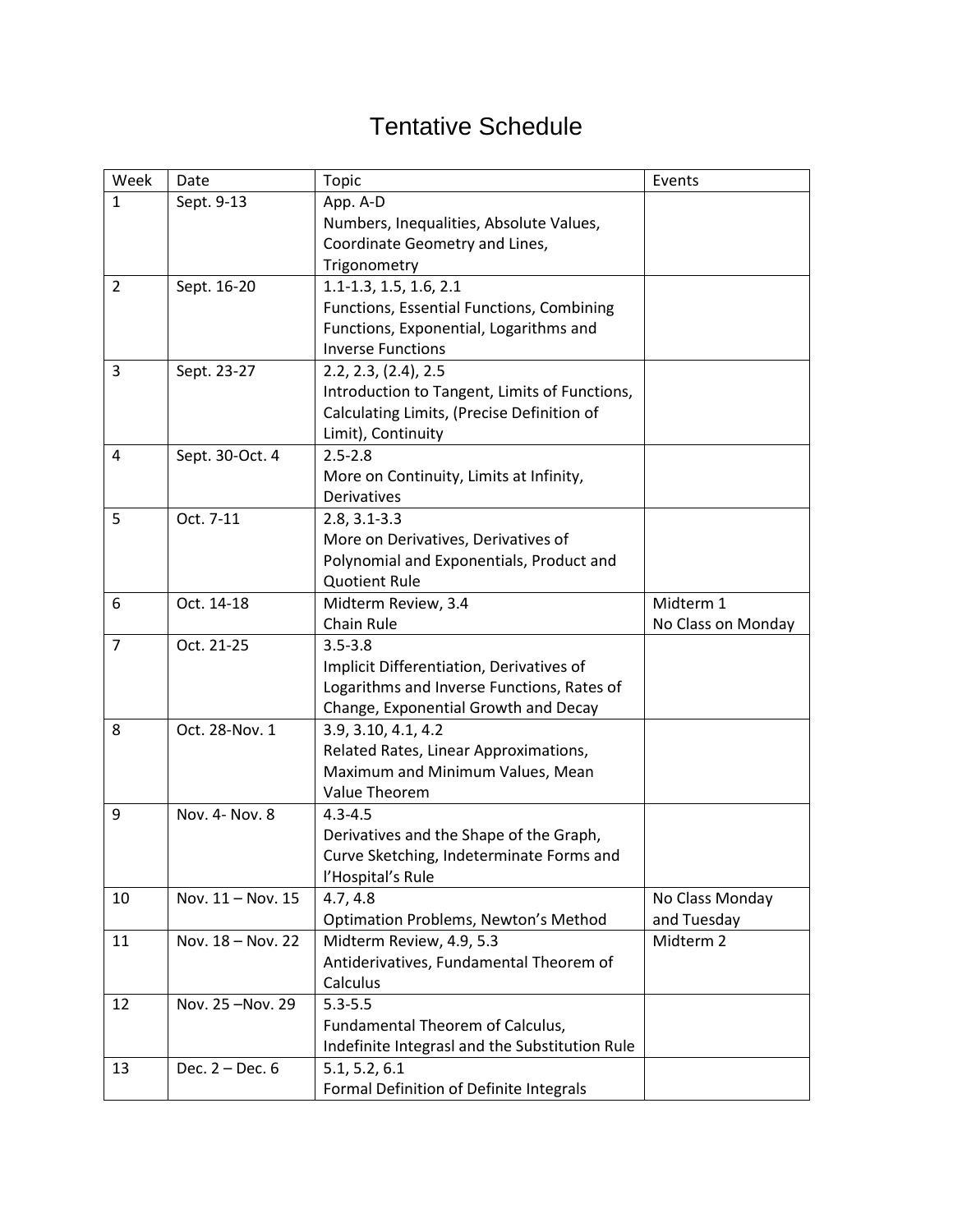# Tentative Schedule

| Week | Date | Topic | Events |
|---|---|---|---|
| 1 | Sept. 9-13 | App. A-D<br>Numbers, Inequalities, Absolute Values, Coordinate Geometry and Lines, Trigonometry | |
| 2 | Sept. 16-20 | 1.1-1.3, 1.5, 1.6, 2.1<br>Functions, Essential Functions, Combining Functions, Exponential, Logarithms and Inverse Functions | |
| 3 | Sept. 23-27 | 2.2, 2.3, (2.4), 2.5<br>Introduction to Tangent, Limits of Functions, Calculating Limits, (Precise Definition of Limit), Continuity | |
| 4 | Sept. 30-Oct. 4 | 2.5-2.8<br>More on Continuity, Limits at Infinity, Derivatives | |
| 5 | Oct. 7-11 | 2.8, 3.1-3.3<br>More on Derivatives, Derivatives of Polynomial and Exponentials, Product and Quotient Rule | |
| 6 | Oct. 14-18 | Midterm Review, 3.4<br>Chain Rule | Midterm 1<br>No Class on Monday |
| 7 | Oct. 21-25 | 3.5-3.8<br>Implicit Differentiation, Derivatives of Logarithms and Inverse Functions, Rates of Change, Exponential Growth and Decay | |
| 8 | Oct. 28-Nov. 1 | 3.9, 3.10, 4.1, 4.2<br>Related Rates, Linear Approximations, Maximum and Minimum Values, Mean Value Theorem | |
| 9 | Nov. 4- Nov. 8 | 4.3-4.5<br>Derivatives and the Shape of the Graph, Curve Sketching, Indeterminate Forms and l'Hospital's Rule | |
| 10 | Nov. 11 – Nov. 15 | 4.7, 4.8<br>Optimation Problems, Newton's Method | No Class Monday and Tuesday |
| 11 | Nov. 18 – Nov. 22 | Midterm Review, 4.9, 5.3<br>Antiderivatives, Fundamental Theorem of Calculus | Midterm 2 |
| 12 | Nov. 25 –Nov. 29 | 5.3-5.5<br>Fundamental Theorem of Calculus, Indefinite Integrasl and the Substitution Rule | |
| 13 | Dec. 2 – Dec. 6 | 5.1, 5.2, 6.1<br>Formal Definition of Definite Integrals | |